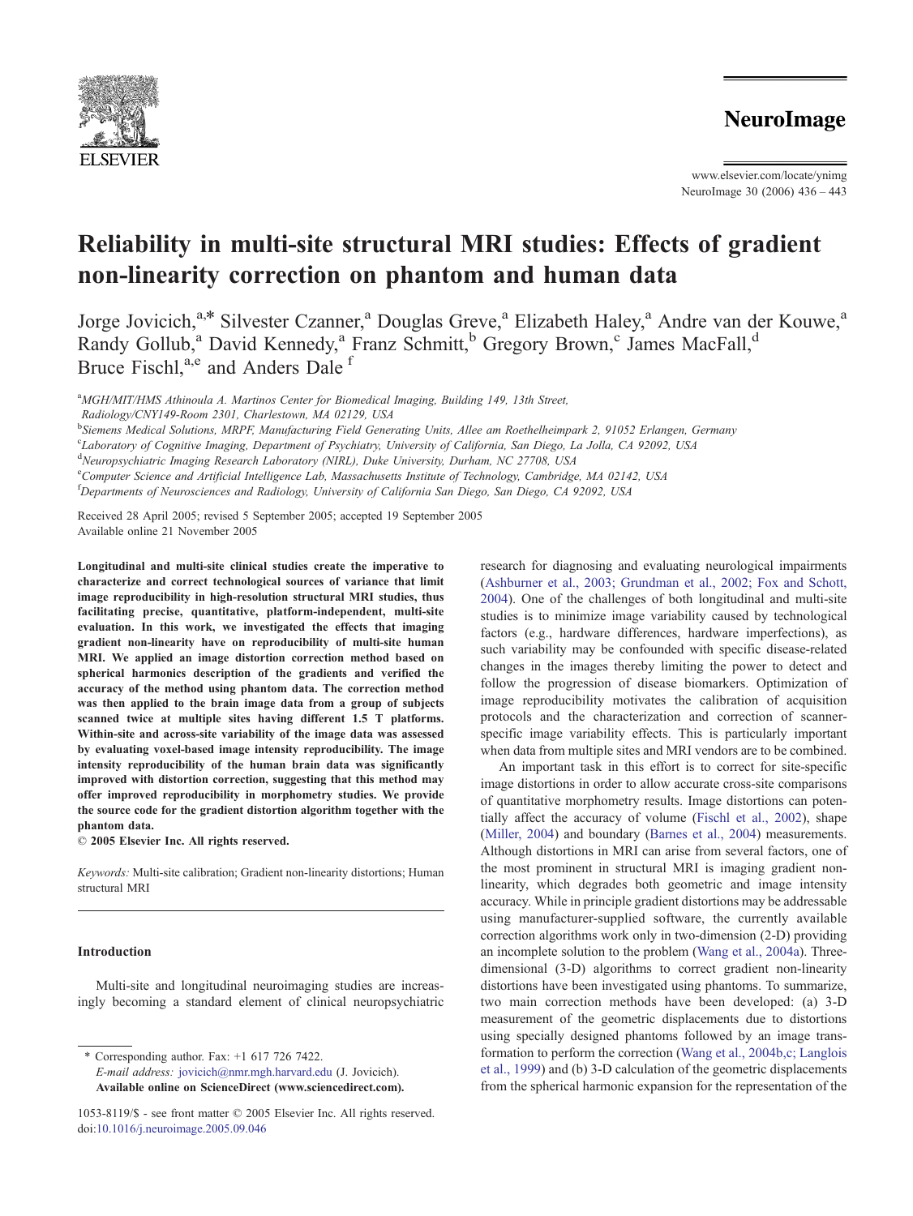# Reliability in multi-site structural MRI studies: Effects of gradient non-linearity correction on phantom and human data

Jorge Jovicich,[a,*] Silvester Czanner,[a] Douglas Greve,[a] Elizabeth Haley,[a] Andre van der Kouwe,[a] Randy Gollub,[a] David Kennedy,[a] Franz Schmitt,[b] Gregory Brown,[c] James MacFall,[d] Bruce Fischl,[a,e] and Anders Dale[f]

[a]MGH/MIT/HMS Athinoula A. Martinos Center for Biomedical Imaging, Building 149, 13th Street, Radiology/CNY149-Room 2301, Charlestown, MA 02129, USA

[b]Siemens Medical Solutions, MRPF, Manufacturing Field Generating Units, Allee am Roethelheimpark 2, 91052 Erlangen, Germany

[c]Laboratory of Cognitive Imaging, Department of Psychiatry, University of California, San Diego, La Jolla, CA 92092, USA

[d]Neuropsychiatric Imaging Research Laboratory (NIRL), Duke University, Durham, NC 27708, USA

[e]Computer Science and Artificial Intelligence Lab, Massachusetts Institute of Technology, Cambridge, MA 02142, USA

[f]Departments of Neurosciences and Radiology, University of California San Diego, San Diego, CA 92092, USA

Received 28 April 2005; revised 5 September 2005; accepted 19 September 2005

Available online 21 November 2005

**Longitudinal and multi-site clinical studies create the imperative to characterize and correct technological sources of variance that limit image reproducibility in high-resolution structural MRI studies, thus facilitating precise, quantitative, platform-independent, multi-site evaluation. In this work, we investigated the effects that imaging gradient non-linearity have on reproducibility of multi-site human MRI. We applied an image distortion correction method based on spherical harmonics description of the gradients and verified the accuracy of the method using phantom data. The correction method was then applied to the brain image data from a group of subjects scanned twice at multiple sites having different 1.5 T platforms. Within-site and across-site variability of the image data was assessed by evaluating voxel-based image intensity reproducibility. The image intensity reproducibility of the human brain data was significantly improved with distortion correction, suggesting that this method may offer improved reproducibility in morphometry studies. We provide the source code for the gradient distortion algorithm together with the phantom data.**

**© 2005 Elsevier Inc. All rights reserved.**

*Keywords:* Multi-site calibration; Gradient non-linearity distortions; Human structural MRI

## Introduction

Multi-site and longitudinal neuroimaging studies are increasingly becoming a standard element of clinical neuropsychiatric research for diagnosing and evaluating neurological impairments (Ashburner et al., 2003; Grundman et al., 2002; Fox and Schott, 2004). One of the challenges of both longitudinal and multi-site studies is to minimize image variability caused by technological factors (e.g., hardware differences, hardware imperfections), as such variability may be confounded with specific disease-related changes in the images thereby limiting the power to detect and follow the progression of disease biomarkers. Optimization of image reproducibility motivates the calibration of acquisition protocols and the characterization and correction of scanner-specific image variability effects. This is particularly important when data from multiple sites and MRI vendors are to be combined.

An important task in this effort is to correct for site-specific image distortions in order to allow accurate cross-site comparisons of quantitative morphometry results. Image distortions can potentially affect the accuracy of volume (Fischl et al., 2002), shape (Miller, 2004) and boundary (Barnes et al., 2004) measurements. Although distortions in MRI can arise from several factors, one of the most prominent in structural MRI is imaging gradient non-linearity, which degrades both geometric and image intensity accuracy. While in principle gradient distortions may be addressable using manufacturer-supplied software, the currently available correction algorithms work only in two-dimension (2-D) providing an incomplete solution to the problem (Wang et al., 2004a). Three-dimensional (3-D) algorithms to correct gradient non-linearity distortions have been investigated using phantoms. To summarize, two main correction methods have been developed: (a) 3-D measurement of the geometric displacements due to distortions using specially designed phantoms followed by an image transformation to perform the correction (Wang et al., 2004b,c; Langlois et al., 1999) and (b) 3-D calculation of the geometric displacements from the spherical harmonic expansion for the representation of the

\* Corresponding author. Fax: +1 617 726 7422.
*E-mail address:* jovicich@nmr.mgh.harvard.edu (J. Jovicich).
**Available online on ScienceDirect (www.sciencedirect.com).**

1053-8119/$ - see front matter © 2005 Elsevier Inc. All rights reserved.
doi:10.1016/j.neuroimage.2005.09.046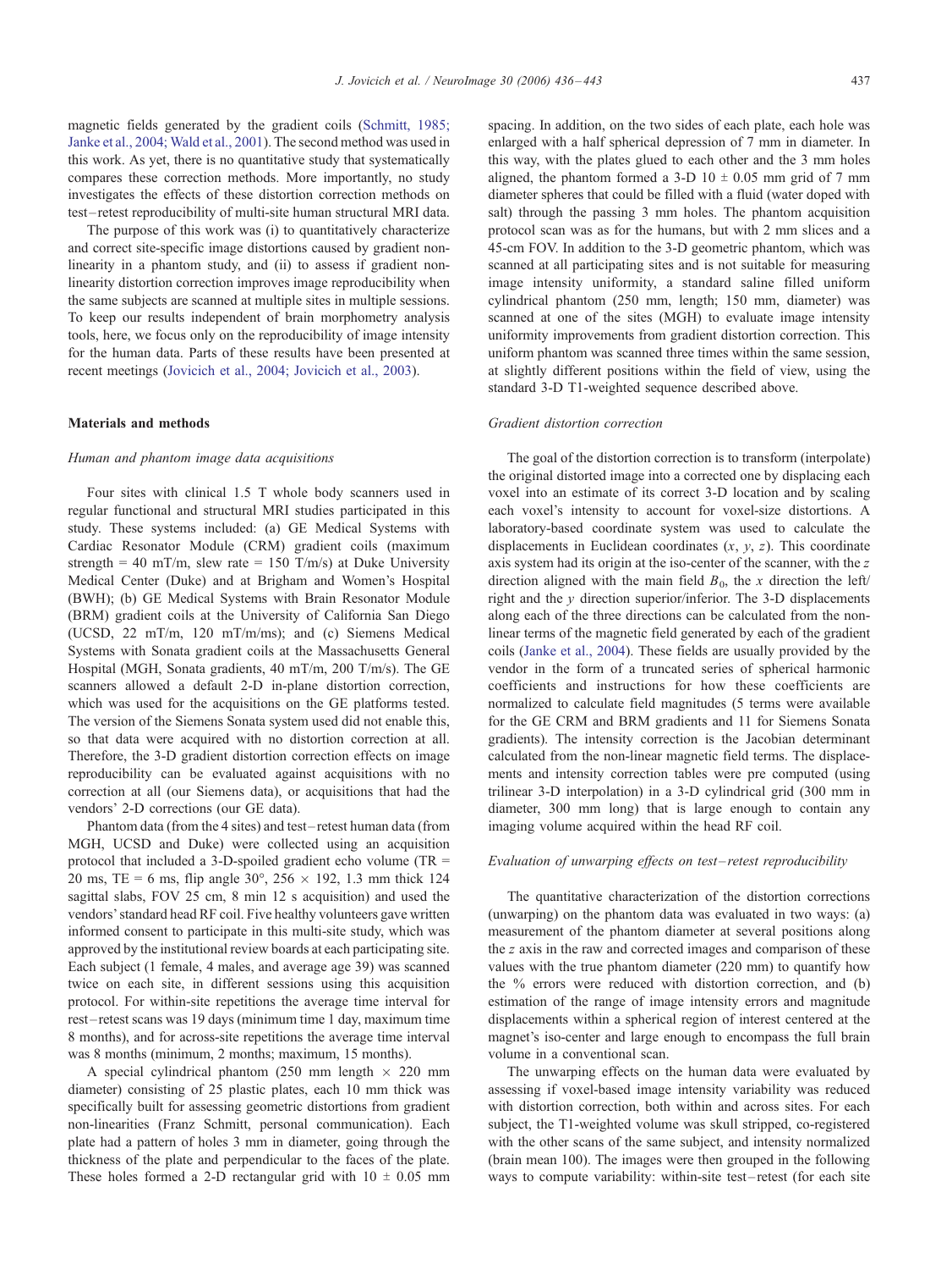magnetic fields generated by the gradient coils (Schmitt, 1985; Janke et al., 2004; Wald et al., 2001). The second method was used in this work. As yet, there is no quantitative study that systematically compares these correction methods. More importantly, no study investigates the effects of these distortion correction methods on test–retest reproducibility of multi-site human structural MRI data.

The purpose of this work was (i) to quantitatively characterize and correct site-specific image distortions caused by gradient non-linearity in a phantom study, and (ii) to assess if gradient non-linearity distortion correction improves image reproducibility when the same subjects are scanned at multiple sites in multiple sessions. To keep our results independent of brain morphometry analysis tools, here, we focus only on the reproducibility of image intensity for the human data. Parts of these results have been presented at recent meetings (Jovicich et al., 2004; Jovicich et al., 2003).

## Materials and methods

### Human and phantom image data acquisitions

Four sites with clinical 1.5 T whole body scanners used in regular functional and structural MRI studies participated in this study. These systems included: (a) GE Medical Systems with Cardiac Resonator Module (CRM) gradient coils (maximum strength = 40 mT/m, slew rate = 150 T/m/s) at Duke University Medical Center (Duke) and at Brigham and Women's Hospital (BWH); (b) GE Medical Systems with Brain Resonator Module (BRM) gradient coils at the University of California San Diego (UCSD, 22 mT/m, 120 mT/m/ms); and (c) Siemens Medical Systems with Sonata gradient coils at the Massachusetts General Hospital (MGH, Sonata gradients, 40 mT/m, 200 T/m/s). The GE scanners allowed a default 2-D in-plane distortion correction, which was used for the acquisitions on the GE platforms tested. The version of the Siemens Sonata system used did not enable this, so that data were acquired with no distortion correction at all. Therefore, the 3-D gradient distortion correction effects on image reproducibility can be evaluated against acquisitions with no correction at all (our Siemens data), or acquisitions that had the vendors' 2-D corrections (our GE data).

Phantom data (from the 4 sites) and test–retest human data (from MGH, UCSD and Duke) were collected using an acquisition protocol that included a 3-D-spoiled gradient echo volume (TR = 20 ms, TE = 6 ms, flip angle 30°, 256 × 192, 1.3 mm thick 124 sagittal slabs, FOV 25 cm, 8 min 12 s acquisition) and used the vendors' standard head RF coil. Five healthy volunteers gave written informed consent to participate in this multi-site study, which was approved by the institutional review boards at each participating site. Each subject (1 female, 4 males, and average age 39) was scanned twice on each site, in different sessions using this acquisition protocol. For within-site repetitions the average time interval for rest–retest scans was 19 days (minimum time 1 day, maximum time 8 months), and for across-site repetitions the average time interval was 8 months (minimum, 2 months; maximum, 15 months).

A special cylindrical phantom (250 mm length × 220 mm diameter) consisting of 25 plastic plates, each 10 mm thick was specifically built for assessing geometric distortions from gradient non-linearities (Franz Schmitt, personal communication). Each plate had a pattern of holes 3 mm in diameter, going through the thickness of the plate and perpendicular to the faces of the plate. These holes formed a 2-D rectangular grid with 10 ± 0.05 mm spacing. In addition, on the two sides of each plate, each hole was enlarged with a half spherical depression of 7 mm in diameter. In this way, with the plates glued to each other and the 3 mm holes aligned, the phantom formed a 3-D 10 ± 0.05 mm grid of 7 mm diameter spheres that could be filled with a fluid (water doped with salt) through the passing 3 mm holes. The phantom acquisition protocol scan was as for the humans, but with 2 mm slices and a 45-cm FOV. In addition to the 3-D geometric phantom, which was scanned at all participating sites and is not suitable for measuring image intensity uniformity, a standard saline filled uniform cylindrical phantom (250 mm, length; 150 mm, diameter) was scanned at one of the sites (MGH) to evaluate image intensity uniformity improvements from gradient distortion correction. This uniform phantom was scanned three times within the same session, at slightly different positions within the field of view, using the standard 3-D T1-weighted sequence described above.

### Gradient distortion correction

The goal of the distortion correction is to transform (interpolate) the original distorted image into a corrected one by displacing each voxel into an estimate of its correct 3-D location and by scaling each voxel's intensity to account for voxel-size distortions. A laboratory-based coordinate system was used to calculate the displacements in Euclidean coordinates ($x$, $y$, $z$). This coordinate axis system had its origin at the iso-center of the scanner, with the $z$ direction aligned with the main field $B_0$, the $x$ direction the left/right and the $y$ direction superior/inferior. The 3-D displacements along each of the three directions can be calculated from the non-linear terms of the magnetic field generated by each of the gradient coils (Janke et al., 2004). These fields are usually provided by the vendor in the form of a truncated series of spherical harmonic coefficients and instructions for how these coefficients are normalized to calculate field magnitudes (5 terms were available for the GE CRM and BRM gradients and 11 for Siemens Sonata gradients). The intensity correction is the Jacobian determinant calculated from the non-linear magnetic field terms. The displacements and intensity correction tables were pre computed (using trilinear 3-D interpolation) in a 3-D cylindrical grid (300 mm in diameter, 300 mm long) that is large enough to contain any imaging volume acquired within the head RF coil.

### Evaluation of unwarping effects on test–retest reproducibility

The quantitative characterization of the distortion corrections (unwarping) on the phantom data was evaluated in two ways: (a) measurement of the phantom diameter at several positions along the $z$ axis in the raw and corrected images and comparison of these values with the true phantom diameter (220 mm) to quantify how the % errors were reduced with distortion correction, and (b) estimation of the range of image intensity errors and magnitude displacements within a spherical region of interest centered at the magnet's iso-center and large enough to encompass the full brain volume in a conventional scan.

The unwarping effects on the human data were evaluated by assessing if voxel-based image intensity variability was reduced with distortion correction, both within and across sites. For each subject, the T1-weighted volume was skull stripped, co-registered with the other scans of the same subject, and intensity normalized (brain mean 100). The images were then grouped in the following ways to compute variability: within-site test–retest (for each site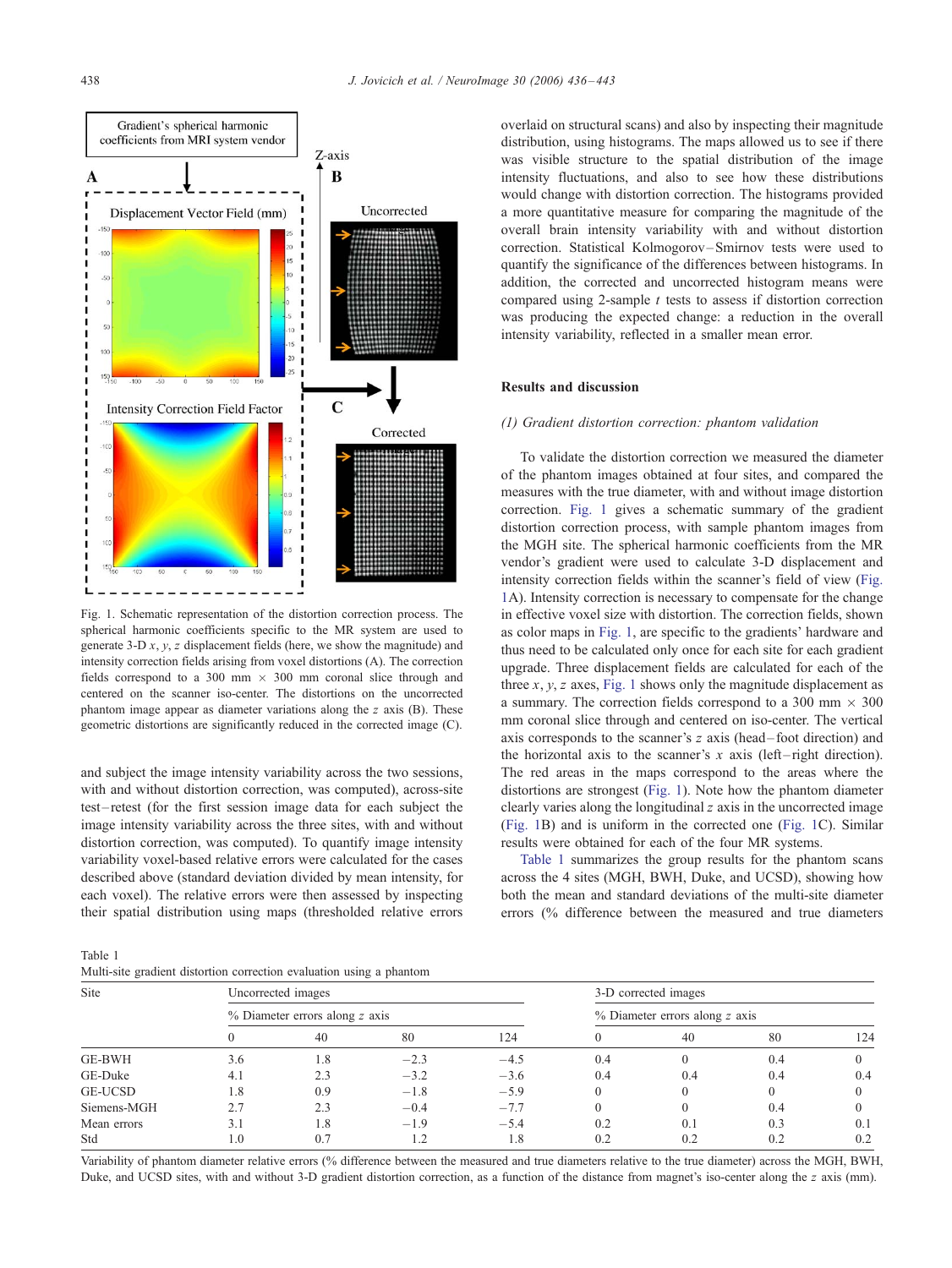Fig. 1. Schematic representation of the distortion correction process. The spherical harmonic coefficients specific to the MR system are used to generate 3-D $x$, $y$, $z$ displacement fields (here, we show the magnitude) and intensity correction fields arising from voxel distortions (A). The correction fields correspond to a 300 mm × 300 mm coronal slice through and centered on the scanner iso-center. The distortions on the uncorrected phantom image appear as diameter variations along the $z$ axis (B). These geometric distortions are significantly reduced in the corrected image (C).

and subject the image intensity variability across the two sessions, with and without distortion correction, was computed), across-site test–retest (for the first session image data for each subject the image intensity variability across the three sites, with and without distortion correction, was computed). To quantify image intensity variability voxel-based relative errors were calculated for the cases described above (standard deviation divided by mean intensity, for each voxel). The relative errors were then assessed by inspecting their spatial distribution using maps (thresholded relative errors overlaid on structural scans) and also by inspecting their magnitude distribution, using histograms. The maps allowed us to see if there was visible structure to the spatial distribution of the image intensity fluctuations, and also to see how these distributions would change with distortion correction. The histograms provided a more quantitative measure for comparing the magnitude of the overall brain intensity variability with and without distortion correction. Statistical Kolmogorov–Smirnov tests were used to quantify the significance of the differences between histograms. In addition, the corrected and uncorrected histogram means were compared using 2-sample $t$ tests to assess if distortion correction was producing the expected change: a reduction in the overall intensity variability, reflected in a smaller mean error.

## Results and discussion

### *(1) Gradient distortion correction: phantom validation*

To validate the distortion correction we measured the diameter of the phantom images obtained at four sites, and compared the measures with the true diameter, with and without image distortion correction. Fig. 1 gives a schematic summary of the gradient distortion correction process, with sample phantom images from the MGH site. The spherical harmonic coefficients from the MR vendor's gradient were used to calculate 3-D displacement and intensity correction fields within the scanner's field of view (Fig. 1A). Intensity correction is necessary to compensate for the change in effective voxel size with distortion. The correction fields, shown as color maps in Fig. 1, are specific to the gradients' hardware and thus need to be calculated only once for each site for each gradient upgrade. Three displacement fields are calculated for each of the three $x$, $y$, $z$ axes, Fig. 1 shows only the magnitude displacement as a summary. The correction fields correspond to a 300 mm × 300 mm coronal slice through and centered on iso-center. The vertical axis corresponds to the scanner's $z$ axis (head–foot direction) and the horizontal axis to the scanner's $x$ axis (left–right direction). The red areas in the maps correspond to the areas where the distortions are strongest (Fig. 1). Note how the phantom diameter clearly varies along the longitudinal $z$ axis in the uncorrected image (Fig. 1B) and is uniform in the corrected one (Fig. 1C). Similar results were obtained for each of the four MR systems.

Table 1 summarizes the group results for the phantom scans across the 4 sites (MGH, BWH, Duke, and UCSD), showing how both the mean and standard deviations of the multi-site diameter errors (% difference between the measured and true diameters

Table 1
Multi-site gradient distortion correction evaluation using a phantom

| Site | Uncorrected images | | | | 3-D corrected images | | | |
|---|---|---|---|---|---|---|---|---|
| | % Diameter errors along $z$ axis | | | | % Diameter errors along $z$ axis | | | |
| | 0 | 40 | 80 | 124 | 0 | 40 | 80 | 124 |
| GE-BWH | 3.6 | 1.8 | −2.3 | −4.5 | 0.4 | 0 | 0.4 | 0 |
| GE-Duke | 4.1 | 2.3 | −3.2 | −3.6 | 0.4 | 0.4 | 0.4 | 0.4 |
| GE-UCSD | 1.8 | 0.9 | −1.8 | −5.9 | 0 | 0 | 0 | 0 |
| Siemens-MGH | 2.7 | 2.3 | −0.4 | −7.7 | 0 | 0 | 0.4 | 0 |
| Mean errors | 3.1 | 1.8 | −1.9 | −5.4 | 0.2 | 0.1 | 0.3 | 0.1 |
| Std | 1.0 | 0.7 | 1.2 | 1.8 | 0.2 | 0.2 | 0.2 | 0.2 |

Variability of phantom diameter relative errors (% difference between the measured and true diameters relative to the true diameter) across the MGH, BWH, Duke, and UCSD sites, with and without 3-D gradient distortion correction, as a function of the distance from magnet's iso-center along the $z$ axis (mm).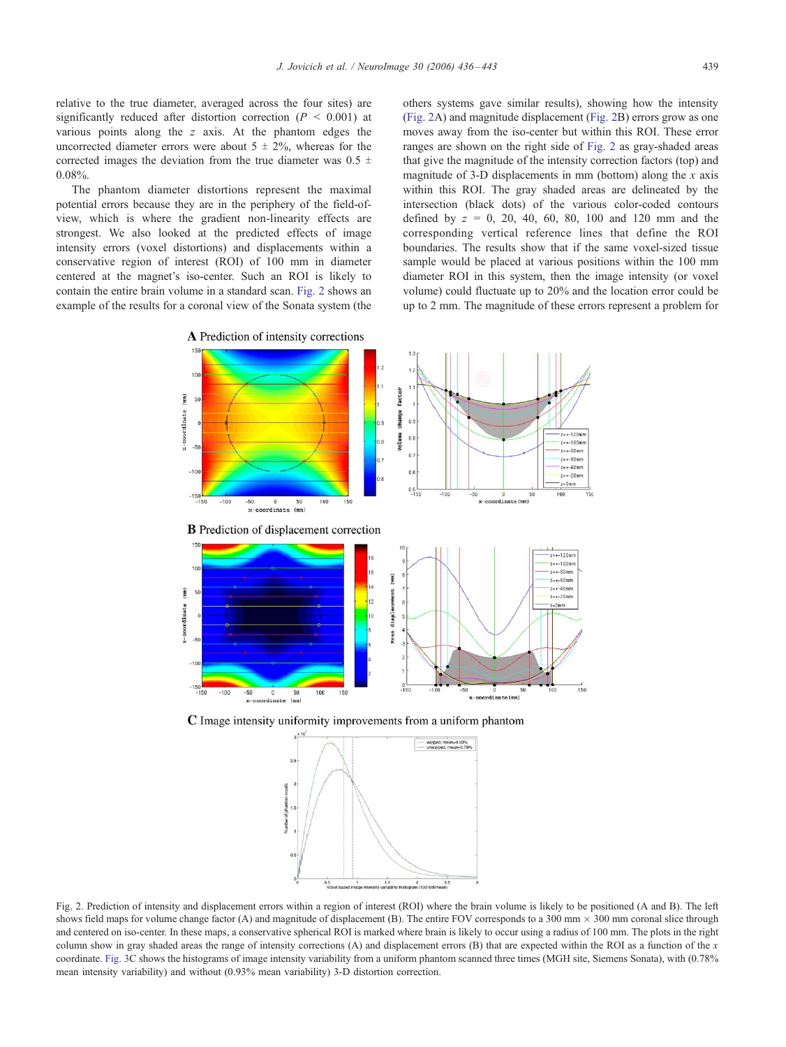relative to the true diameter, averaged across the four sites) are significantly reduced after distortion correction ($P < 0.001$) at various points along the $z$ axis. At the phantom edges the uncorrected diameter errors were about $5 \pm 2\%$, whereas for the corrected images the deviation from the true diameter was $0.5 \pm 0.08\%$.

The phantom diameter distortions represent the maximal potential errors because they are in the periphery of the field-of-view, which is where the gradient non-linearity effects are strongest. We also looked at the predicted effects of image intensity errors (voxel distortions) and displacements within a conservative region of interest (ROI) of 100 mm in diameter centered at the magnet's iso-center. Such an ROI is likely to contain the entire brain volume in a standard scan. Fig. 2 shows an example of the results for a coronal view of the Sonata system (the others systems gave similar results), showing how the intensity (Fig. 2A) and magnitude displacement (Fig. 2B) errors grow as one moves away from the iso-center but within this ROI. These error ranges are shown on the right side of Fig. 2 as gray-shaded areas that give the magnitude of the intensity correction factors (top) and magnitude of 3-D displacements in mm (bottom) along the $x$ axis within this ROI. The gray shaded areas are delineated by the intersection (black dots) of the various color-coded contours defined by $z$ = 0, 20, 40, 60, 80, 100 and 120 mm and the corresponding vertical reference lines that define the ROI boundaries. The results show that if the same voxel-sized tissue sample would be placed at various positions within the 100 mm diameter ROI in this system, then the image intensity (or voxel volume) could fluctuate up to 20% and the location error could be up to 2 mm. The magnitude of these errors represent a problem for

Fig. 2. Prediction of intensity and displacement errors within a region of interest (ROI) where the brain volume is likely to be positioned (A and B). The left shows field maps for volume change factor (A) and magnitude of displacement (B). The entire FOV corresponds to a 300 mm × 300 mm coronal slice through and centered on iso-center. In these maps, a conservative spherical ROI is marked where brain is likely to occur using a radius of 100 mm. The plots in the right column show in gray shaded areas the range of intensity corrections (A) and displacement errors (B) that are expected within the ROI as a function of the $x$ coordinate. Fig. 3C shows the histograms of image intensity variability from a uniform phantom scanned three times (MGH site, Siemens Sonata), with (0.78% mean intensity variability) and without (0.93% mean variability) 3-D distortion correction.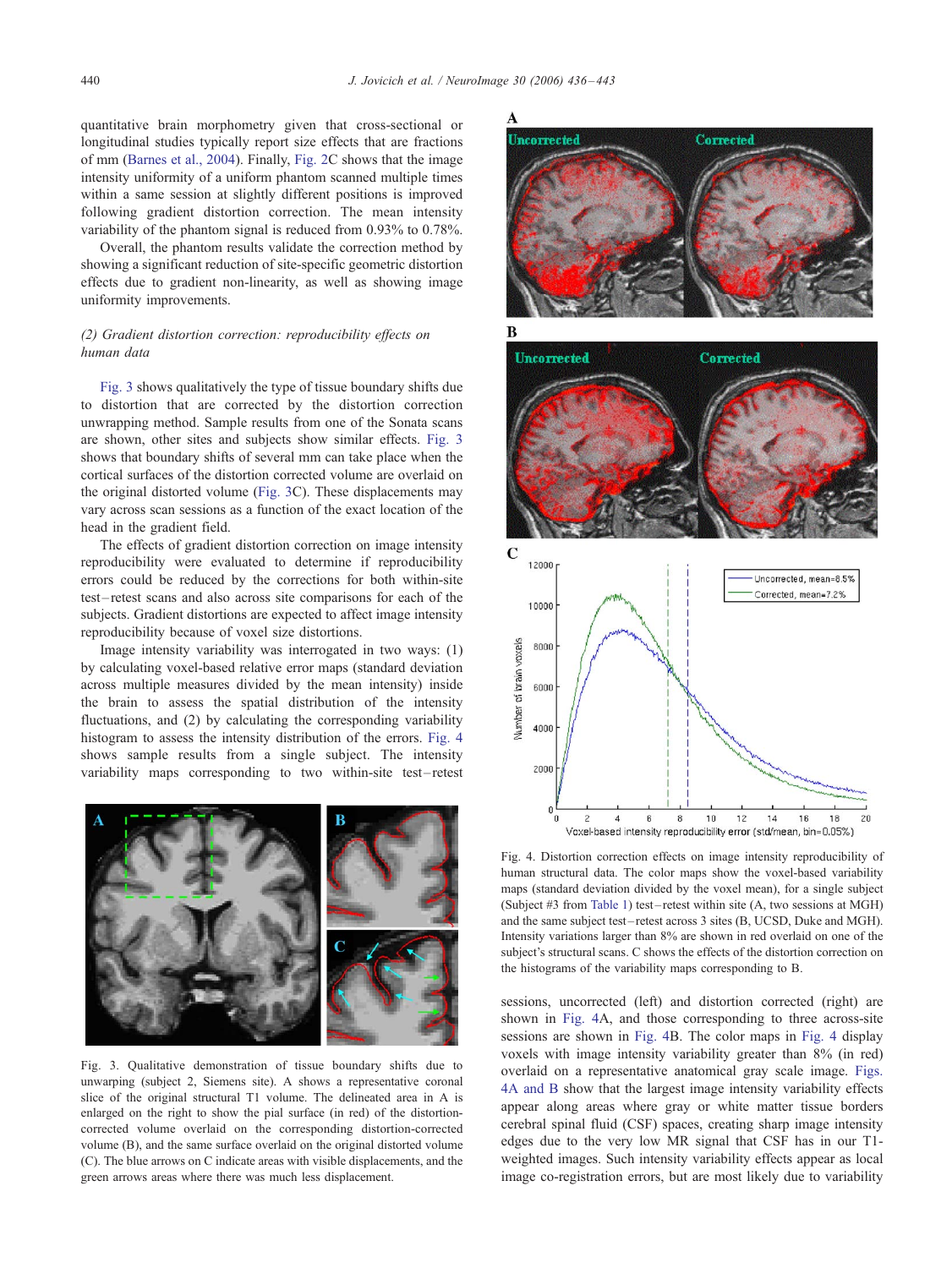quantitative brain morphometry given that cross-sectional or longitudinal studies typically report size effects that are fractions of mm (Barnes et al., 2004). Finally, Fig. 2C shows that the image intensity uniformity of a uniform phantom scanned multiple times within a same session at slightly different positions is improved following gradient distortion correction. The mean intensity variability of the phantom signal is reduced from 0.93% to 0.78%.

Overall, the phantom results validate the correction method by showing a significant reduction of site-specific geometric distortion effects due to gradient non-linearity, as well as showing image uniformity improvements.

*(2) Gradient distortion correction: reproducibility effects on human data*

Fig. 3 shows qualitatively the type of tissue boundary shifts due to distortion that are corrected by the distortion correction unwrapping method. Sample results from one of the Sonata scans are shown, other sites and subjects show similar effects. Fig. 3 shows that boundary shifts of several mm can take place when the cortical surfaces of the distortion corrected volume are overlaid on the original distorted volume (Fig. 3C). These displacements may vary across scan sessions as a function of the exact location of the head in the gradient field.

The effects of gradient distortion correction on image intensity reproducibility were evaluated to determine if reproducibility errors could be reduced by the corrections for both within-site test–retest scans and also across site comparisons for each of the subjects. Gradient distortions are expected to affect image intensity reproducibility because of voxel size distortions.

Image intensity variability was interrogated in two ways: (1) by calculating voxel-based relative error maps (standard deviation across multiple measures divided by the mean intensity) inside the brain to assess the spatial distribution of the intensity fluctuations, and (2) by calculating the corresponding variability histogram to assess the intensity distribution of the errors. Fig. 4 shows sample results from a single subject. The intensity variability maps corresponding to two within-site test–retest sessions, uncorrected (left) and distortion corrected (right) are shown in Fig. 4A, and those corresponding to three across-site sessions are shown in Fig. 4B. The color maps in Fig. 4 display voxels with image intensity variability greater than 8% (in red) overlaid on a representative anatomical gray scale image. Figs. 4A and B show that the largest image intensity variability effects appear along areas where gray or white matter tissue borders cerebral spinal fluid (CSF) spaces, creating sharp image intensity edges due to the very low MR signal that CSF has in our T1-weighted images. Such intensity variability effects appear as local image co-registration errors, but are most likely due to variability

Fig. 3. Qualitative demonstration of tissue boundary shifts due to unwarping (subject 2, Siemens site). A shows a representative coronal slice of the original structural T1 volume. The delineated area in A is enlarged on the right to show the pial surface (in red) of the distortion-corrected volume overlaid on the corresponding distortion-corrected volume (B), and the same surface overlaid on the original distorted volume (C). The blue arrows on C indicate areas with visible displacements, and the green arrows areas where there was much less displacement.

Fig. 4. Distortion correction effects on image intensity reproducibility of human structural data. The color maps show the voxel-based variability maps (standard deviation divided by the voxel mean), for a single subject (Subject #3 from Table 1) test–retest within site (A, two sessions at MGH) and the same subject test–retest across 3 sites (B, UCSD, Duke and MGH). Intensity variations larger than 8% are shown in red overlaid on one of the subject's structural scans. C shows the effects of the distortion correction on the histograms of the variability maps corresponding to B.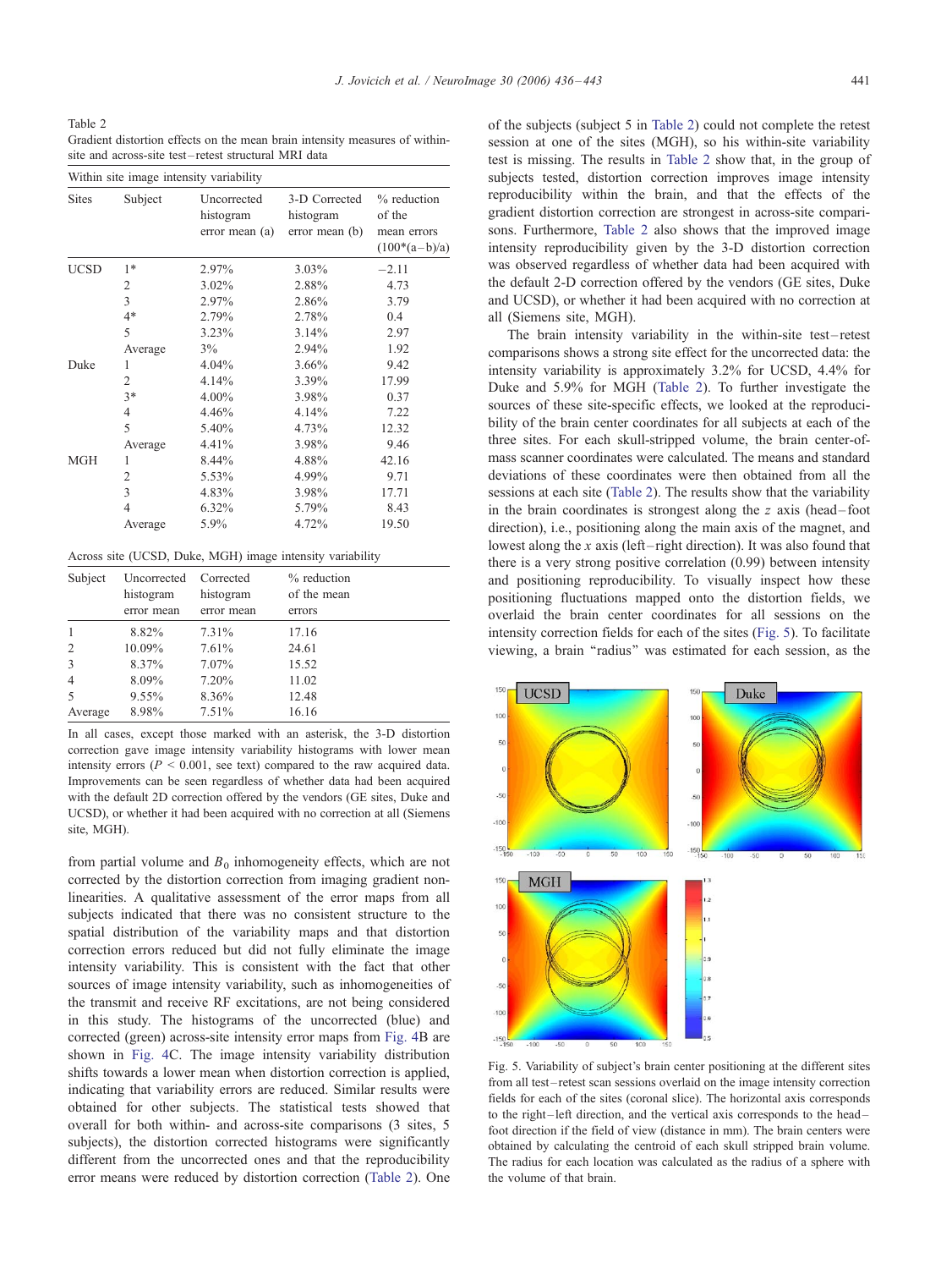Table 2
Gradient distortion effects on the mean brain intensity measures of within-site and across-site test–retest structural MRI data

Within site image intensity variability

| Sites | Subject | Uncorrected histogram error mean (a) | 3-D Corrected histogram error mean (b) | % reduction of the mean errors (100*(a−b)/a) |
|---|---|---|---|---|
| UCSD | 1* | 2.97% | 3.03% | −2.11 |
| | 2 | 3.02% | 2.88% | 4.73 |
| | 3 | 2.97% | 2.86% | 3.79 |
| | 4* | 2.79% | 2.78% | 0.4 |
| | 5 | 3.23% | 3.14% | 2.97 |
| | Average | 3% | 2.94% | 1.92 |
| Duke | 1 | 4.04% | 3.66% | 9.42 |
| | 2 | 4.14% | 3.39% | 17.99 |
| | 3* | 4.00% | 3.98% | 0.37 |
| | 4 | 4.46% | 4.14% | 7.22 |
| | 5 | 5.40% | 4.73% | 12.32 |
| | Average | 4.41% | 3.98% | 9.46 |
| MGH | 1 | 8.44% | 4.88% | 42.16 |
| | 2 | 5.53% | 4.99% | 9.71 |
| | 3 | 4.83% | 3.98% | 17.71 |
| | 4 | 6.32% | 5.79% | 8.43 |
| | Average | 5.9% | 4.72% | 19.50 |

Across site (UCSD, Duke, MGH) image intensity variability

| Subject | Uncorrected histogram error mean | Corrected histogram error mean | % reduction of the mean errors |
|---|---|---|---|
| 1 | 8.82% | 7.31% | 17.16 |
| 2 | 10.09% | 7.61% | 24.61 |
| 3 | 8.37% | 7.07% | 15.52 |
| 4 | 8.09% | 7.20% | 11.02 |
| 5 | 9.55% | 8.36% | 12.48 |
| Average | 8.98% | 7.51% | 16.16 |

In all cases, except those marked with an asterisk, the 3-D distortion correction gave image intensity variability histograms with lower mean intensity errors ($P < 0.001$, see text) compared to the raw acquired data. Improvements can be seen regardless of whether data had been acquired with the default 2D correction offered by the vendors (GE sites, Duke and UCSD), or whether it had been acquired with no correction at all (Siemens site, MGH).

from partial volume and $B_0$ inhomogeneity effects, which are not corrected by the distortion correction from imaging gradient nonlinearities. A qualitative assessment of the error maps from all subjects indicated that there was no consistent structure to the spatial distribution of the variability maps and that distortion correction errors reduced but did not fully eliminate the image intensity variability. This is consistent with the fact that other sources of image intensity variability, such as inhomogeneities of the transmit and receive RF excitations, are not being considered in this study. The histograms of the uncorrected (blue) and corrected (green) across-site intensity error maps from Fig. 4B are shown in Fig. 4C. The image intensity variability distribution shifts towards a lower mean when distortion correction is applied, indicating that variability errors are reduced. Similar results were obtained for other subjects. The statistical tests showed that overall for both within- and across-site comparisons (3 sites, 5 subjects), the distortion corrected histograms were significantly different from the uncorrected ones and that the reproducibility error means were reduced by distortion correction (Table 2). One of the subjects (subject 5 in Table 2) could not complete the retest session at one of the sites (MGH), so his within-site variability test is missing. The results in Table 2 show that, in the group of subjects tested, distortion correction improves image intensity reproducibility within the brain, and that the effects of the gradient distortion correction are strongest in across-site comparisons. Furthermore, Table 2 also shows that the improved image intensity reproducibility given by the 3-D distortion correction was observed regardless of whether data had been acquired with the default 2-D correction offered by the vendors (GE sites, Duke and UCSD), or whether it had been acquired with no correction at all (Siemens site, MGH).

The brain intensity variability in the within-site test–retest comparisons shows a strong site effect for the uncorrected data: the intensity variability is approximately 3.2% for UCSD, 4.4% for Duke and 5.9% for MGH (Table 2). To further investigate the sources of these site-specific effects, we looked at the reproducibility of the brain center coordinates for all subjects at each of the three sites. For each skull-stripped volume, the brain center-of-mass scanner coordinates were calculated. The means and standard deviations of these coordinates were then obtained from all the sessions at each site (Table 2). The results show that the variability in the brain coordinates is strongest along the $z$ axis (head–foot direction), i.e., positioning along the main axis of the magnet, and lowest along the $x$ axis (left–right direction). It was also found that there is a very strong positive correlation (0.99) between intensity and positioning reproducibility. To visually inspect how these positioning fluctuations mapped onto the distortion fields, we overlaid the brain center coordinates for all sessions on the intensity correction fields for each of the sites (Fig. 5). To facilitate viewing, a brain "radius" was estimated for each session, as the

Fig. 5. Variability of subject's brain center positioning at the different sites from all test–retest scan sessions overlaid on the image intensity correction fields for each of the sites (coronal slice). The horizontal axis corresponds to the right–left direction, and the vertical axis corresponds to the head–foot direction if the field of view (distance in mm). The brain centers were obtained by calculating the centroid of each skull stripped brain volume. The radius for each location was calculated as the radius of a sphere with the volume of that brain.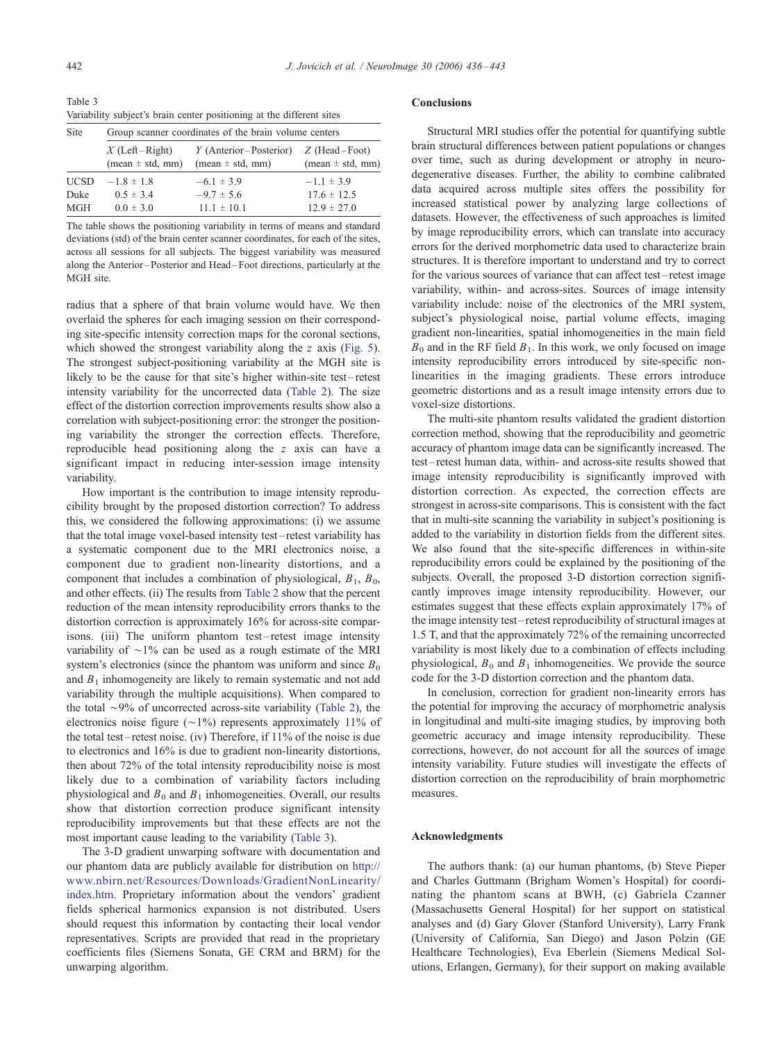Table 3
Variability subject's brain center positioning at the different sites

| Site | Group scanner coordinates of the brain volume centers | | |
|---|---|---|---|
| | $X$ (Left–Right) (mean ± std, mm) | $Y$ (Anterior–Posterior) (mean ± std, mm) | $Z$ (Head–Foot) (mean ± std, mm) |
| UCSD | −1.8 ± 1.8 | −6.1 ± 3.9 | −1.1 ± 3.9 |
| Duke | 0.5 ± 3.4 | −9.7 ± 5.6 | 17.6 ± 12.5 |
| MGH | 0.0 ± 3.0 | 11.1 ± 10.1 | 12.9 ± 27.0 |

The table shows the positioning variability in terms of means and standard deviations (std) of the brain center scanner coordinates, for each of the sites, across all sessions for all subjects. The biggest variability was measured along the Anterior–Posterior and Head–Foot directions, particularly at the MGH site.

radius that a sphere of that brain volume would have. We then overlaid the spheres for each imaging session on their corresponding site-specific intensity correction maps for the coronal sections, which showed the strongest variability along the $z$ axis (Fig. 5). The strongest subject-positioning variability at the MGH site is likely to be the cause for that site's higher within-site test–retest intensity variability for the uncorrected data (Table 2). The size effect of the distortion correction improvements results show also a correlation with subject-positioning error: the stronger the positioning variability the stronger the correction effects. Therefore, reproducible head positioning along the $z$ axis can have a significant impact in reducing inter-session image intensity variability.

How important is the contribution to image intensity reproducibility brought by the proposed distortion correction? To address this, we considered the following approximations: (i) we assume that the total image voxel-based intensity test–retest variability has a systematic component due to the MRI electronics noise, a component due to gradient non-linearity distortions, and a component that includes a combination of physiological, $B_1$, $B_0$, and other effects. (ii) The results from Table 2 show that the percent reduction of the mean intensity reproducibility errors thanks to the distortion correction is approximately 16% for across-site comparisons. (iii) The uniform phantom test–retest image intensity variability of ~1% can be used as a rough estimate of the MRI system's electronics (since the phantom was uniform and since $B_0$ and $B_1$ inhomogeneity are likely to remain systematic and not add variability through the multiple acquisitions). When compared to the total ~9% of uncorrected across-site variability (Table 2), the electronics noise figure (~1%) represents approximately 11% of the total test–retest noise. (iv) Therefore, if 11% of the noise is due to electronics and 16% is due to gradient non-linearity distortions, then about 72% of the total intensity reproducibility noise is most likely due to a combination of variability factors including physiological and $B_0$ and $B_1$ inhomogeneities. Overall, our results show that distortion correction produce significant intensity reproducibility improvements but that these effects are not the most important cause leading to the variability (Table 3).

The 3-D gradient unwarping software with documentation and our phantom data are publicly available for distribution on http://www.nbirn.net/Resources/Downloads/GradientNonLinearity/index.htm. Proprietary information about the vendors' gradient fields spherical harmonics expansion is not distributed. Users should request this information by contacting their local vendor representatives. Scripts are provided that read in the proprietary coefficients files (Siemens Sonata, GE CRM and BRM) for the unwarping algorithm.

## Conclusions

Structural MRI studies offer the potential for quantifying subtle brain structural differences between patient populations or changes over time, such as during development or atrophy in neurodegenerative diseases. Further, the ability to combine calibrated data acquired across multiple sites offers the possibility for increased statistical power by analyzing large collections of datasets. However, the effectiveness of such approaches is limited by image reproducibility errors, which can translate into accuracy errors for the derived morphometric data used to characterize brain structures. It is therefore important to understand and try to correct for the various sources of variance that can affect test–retest image variability, within- and across-sites. Sources of image intensity variability include: noise of the electronics of the MRI system, subject's physiological noise, partial volume effects, imaging gradient non-linearities, spatial inhomogeneities in the main field $B_0$ and in the RF field $B_1$. In this work, we only focused on image intensity reproducibility errors introduced by site-specific non-linearities in the imaging gradients. These errors introduce geometric distortions and as a result image intensity errors due to voxel-size distortions.

The multi-site phantom results validated the gradient distortion correction method, showing that the reproducibility and geometric accuracy of phantom image data can be significantly increased. The test–retest human data, within- and across-site results showed that image intensity reproducibility is significantly improved with distortion correction. As expected, the correction effects are strongest in across-site comparisons. This is consistent with the fact that in multi-site scanning the variability in subject's positioning is added to the variability in distortion fields from the different sites. We also found that the site-specific differences in within-site reproducibility errors could be explained by the positioning of the subjects. Overall, the proposed 3-D distortion correction significantly improves image intensity reproducibility. However, our estimates suggest that these effects explain approximately 17% of the image intensity test–retest reproducibility of structural images at 1.5 T, and that the approximately 72% of the remaining uncorrected variability is most likely due to a combination of effects including physiological, $B_0$ and $B_1$ inhomogeneities. We provide the source code for the 3-D distortion correction and the phantom data.

In conclusion, correction for gradient non-linearity errors has the potential for improving the accuracy of morphometric analysis in longitudinal and multi-site imaging studies, by improving both geometric accuracy and image intensity reproducibility. These corrections, however, do not account for all the sources of image intensity variability. Future studies will investigate the effects of distortion correction on the reproducibility of brain morphometric measures.

## Acknowledgments

The authors thank: (a) our human phantoms, (b) Steve Pieper and Charles Guttmann (Brigham Women's Hospital) for coordinating the phantom scans at BWH, (c) Gabriela Czanner (Massachusetts General Hospital) for her support on statistical analyses and (d) Gary Glover (Stanford University), Larry Frank (University of California, San Diego) and Jason Polzin (GE Healthcare Technologies), Eva Eberlein (Siemens Medical Solutions, Erlangen, Germany), for their support on making available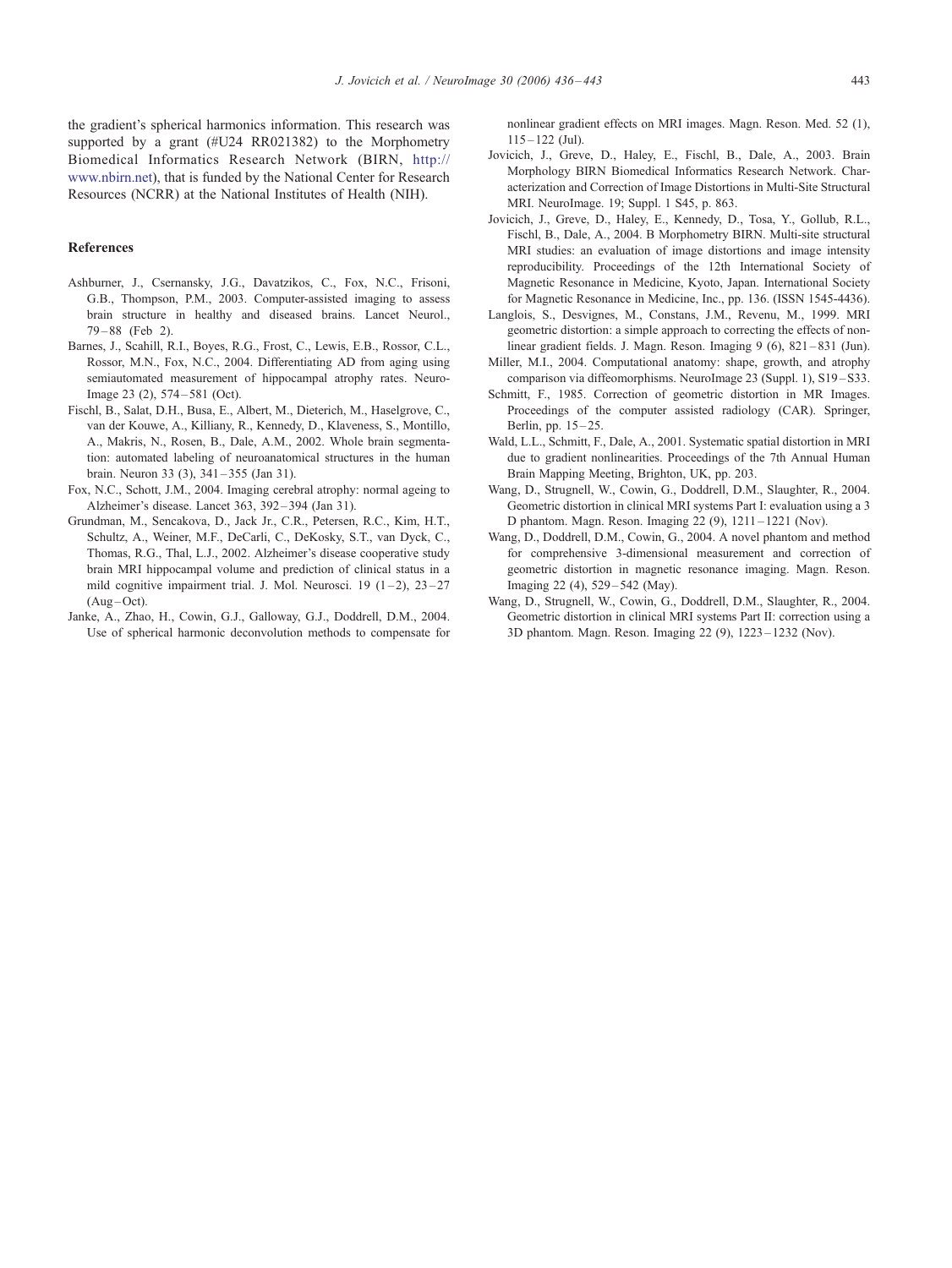the gradient's spherical harmonics information. This research was supported by a grant (#U24 RR021382) to the Morphometry Biomedical Informatics Research Network (BIRN, http://www.nbirn.net), that is funded by the National Center for Research Resources (NCRR) at the National Institutes of Health (NIH).

## References

Ashburner, J., Csernansky, J.G., Davatzikos, C., Fox, N.C., Frisoni, G.B., Thompson, P.M., 2003. Computer-assisted imaging to assess brain structure in healthy and diseased brains. Lancet Neurol., 79–88 (Feb 2).

Barnes, J., Scahill, R.I., Boyes, R.G., Frost, C., Lewis, E.B., Rossor, C.L., Rossor, M.N., Fox, N.C., 2004. Differentiating AD from aging using semiautomated measurement of hippocampal atrophy rates. NeuroImage 23 (2), 574–581 (Oct).

Fischl, B., Salat, D.H., Busa, E., Albert, M., Dieterich, M., Haselgrove, C., van der Kouwe, A., Killiany, R., Kennedy, D., Klaveness, S., Montillo, A., Makris, N., Rosen, B., Dale, A.M., 2002. Whole brain segmentation: automated labeling of neuroanatomical structures in the human brain. Neuron 33 (3), 341–355 (Jan 31).

Fox, N.C., Schott, J.M., 2004. Imaging cerebral atrophy: normal ageing to Alzheimer's disease. Lancet 363, 392–394 (Jan 31).

Grundman, M., Sencakova, D., Jack Jr., C.R., Petersen, R.C., Kim, H.T., Schultz, A., Weiner, M.F., DeCarli, C., DeKosky, S.T., van Dyck, C., Thomas, R.G., Thal, L.J., 2002. Alzheimer's disease cooperative study brain MRI hippocampal volume and prediction of clinical status in a mild cognitive impairment trial. J. Mol. Neurosci. 19 (1–2), 23–27 (Aug–Oct).

Janke, A., Zhao, H., Cowin, G.J., Galloway, G.J., Doddrell, D.M., 2004. Use of spherical harmonic deconvolution methods to compensate for nonlinear gradient effects on MRI images. Magn. Reson. Med. 52 (1), 115–122 (Jul).

Jovicich, J., Greve, D., Haley, E., Fischl, B., Dale, A., 2003. Brain Morphology BIRN Biomedical Informatics Research Network. Characterization and Correction of Image Distortions in Multi-Site Structural MRI. NeuroImage. 19; Suppl. 1 S45, p. 863.

Jovicich, J., Greve, D., Haley, E., Kennedy, D., Tosa, Y., Gollub, R.L., Fischl, B., Dale, A., 2004. B Morphometry BIRN. Multi-site structural MRI studies: an evaluation of image distortions and image intensity reproducibility. Proceedings of the 12th International Society of Magnetic Resonance in Medicine, Kyoto, Japan. International Society for Magnetic Resonance in Medicine, Inc., pp. 136. (ISSN 1545-4436).

Langlois, S., Desvignes, M., Constans, J.M., Revenu, M., 1999. MRI geometric distortion: a simple approach to correcting the effects of non-linear gradient fields. J. Magn. Reson. Imaging 9 (6), 821–831 (Jun).

Miller, M.I., 2004. Computational anatomy: shape, growth, and atrophy comparison via diffeomorphisms. NeuroImage 23 (Suppl. 1), S19–S33.

Schmitt, F., 1985. Correction of geometric distortion in MR Images. Proceedings of the computer assisted radiology (CAR). Springer, Berlin, pp. 15–25.

Wald, L.L., Schmitt, F., Dale, A., 2001. Systematic spatial distortion in MRI due to gradient nonlinearities. Proceedings of the 7th Annual Human Brain Mapping Meeting, Brighton, UK, pp. 203.

Wang, D., Strugnell, W., Cowin, G., Doddrell, D.M., Slaughter, R., 2004. Geometric distortion in clinical MRI systems Part I: evaluation using a 3 D phantom. Magn. Reson. Imaging 22 (9), 1211–1221 (Nov).

Wang, D., Doddrell, D.M., Cowin, G., 2004. A novel phantom and method for comprehensive 3-dimensional measurement and correction of geometric distortion in magnetic resonance imaging. Magn. Reson. Imaging 22 (4), 529–542 (May).

Wang, D., Strugnell, W., Cowin, G., Doddrell, D.M., Slaughter, R., 2004. Geometric distortion in clinical MRI systems Part II: correction using a 3D phantom. Magn. Reson. Imaging 22 (9), 1223–1232 (Nov).